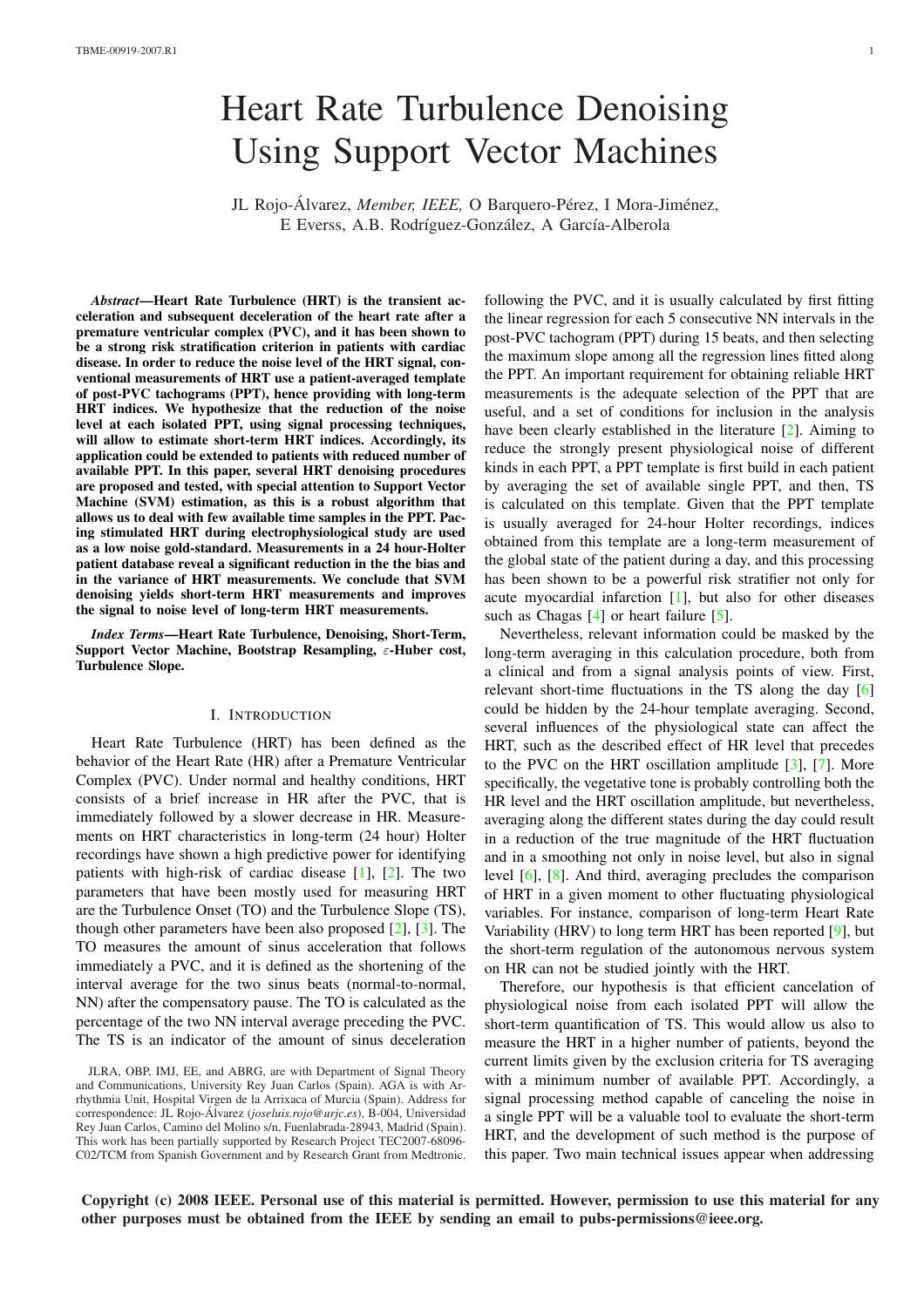# Heart Rate Turbulence Denoising Using Support Vector Machines

JL Rojo-Álvarez, *Member, IEEE,* O Barquero-Pérez, I Mora-Jiménez, E Everss, A.B. Rodríguez-González, A García-Alberola

***Abstract*—Heart Rate Turbulence (HRT) is the transient acceleration and subsequent deceleration of the heart rate after a premature ventricular complex (PVC), and it has been shown to be a strong risk stratification criterion in patients with cardiac disease. In order to reduce the noise level of the HRT signal, conventional measurements of HRT use a patient-averaged template of post-PVC tachograms (PPT), hence providing with long-term HRT indices. We hypothesize that the reduction of the noise level at each isolated PPT, using signal processing techniques, will allow to estimate short-term HRT indices. Accordingly, its application could be extended to patients with reduced number of available PPT. In this paper, several HRT denoising procedures are proposed and tested, with special attention to Support Vector Machine (SVM) estimation, as this is a robust algorithm that allows us to deal with few available time samples in the PPT. Pacing stimulated HRT during electrophysiological study are used as a low noise gold-standard. Measurements in a 24 hour-Holter patient database reveal a significant reduction in the the bias and in the variance of HRT measurements. We conclude that SVM denoising yields short-term HRT measurements and improves the signal to noise level of long-term HRT measurements.**

***Index Terms*—Heart Rate Turbulence, Denoising, Short-Term, Support Vector Machine, Bootstrap Resampling, $\varepsilon$-Huber cost, Turbulence Slope.**

## I. Introduction

Heart Rate Turbulence (HRT) has been defined as the behavior of the Heart Rate (HR) after a Premature Ventricular Complex (PVC). Under normal and healthy conditions, HRT consists of a brief increase in HR after the PVC, that is immediately followed by a slower decrease in HR. Measurements on HRT characteristics in long-term (24 hour) Holter recordings have shown a high predictive power for identifying patients with high-risk of cardiac disease [1], [2]. The two parameters that have been mostly used for measuring HRT are the Turbulence Onset (TO) and the Turbulence Slope (TS), though other parameters have been also proposed [2], [3]. The TO measures the amount of sinus acceleration that follows immediately a PVC, and it is defined as the shortening of the interval average for the two sinus beats (normal-to-normal, NN) after the compensatory pause. The TO is calculated as the percentage of the two NN interval average preceding the PVC. The TS is an indicator of the amount of sinus deceleration following the PVC, and it is usually calculated by first fitting the linear regression for each 5 consecutive NN intervals in the post-PVC tachogram (PPT) during 15 beats, and then selecting the maximum slope among all the regression lines fitted along the PPT. An important requirement for obtaining reliable HRT measurements is the adequate selection of the PPT that are useful, and a set of conditions for inclusion in the analysis have been clearly established in the literature [2]. Aiming to reduce the strongly present physiological noise of different kinds in each PPT, a PPT template is first build in each patient by averaging the set of available single PPT, and then, TS is calculated on this template. Given that the PPT template is usually averaged for 24-hour Holter recordings, indices obtained from this template are a long-term measurement of the global state of the patient during a day, and this processing has been shown to be a powerful risk stratifier not only for acute myocardial infarction [1], but also for other diseases such as Chagas [4] or heart failure [5].

Nevertheless, relevant information could be masked by the long-term averaging in this calculation procedure, both from a clinical and from a signal analysis points of view. First, relevant short-time fluctuations in the TS along the day [6] could be hidden by the 24-hour template averaging. Second, several influences of the physiological state can affect the HRT, such as the described effect of HR level that precedes to the PVC on the HRT oscillation amplitude [3], [7]. More specifically, the vegetative tone is probably controlling both the HR level and the HRT oscillation amplitude, but nevertheless, averaging along the different states during the day could result in a reduction of the true magnitude of the HRT fluctuation and in a smoothing not only in noise level, but also in signal level [6], [8]. And third, averaging precludes the comparison of HRT in a given moment to other fluctuating physiological variables. For instance, comparison of long-term Heart Rate Variability (HRV) to long term HRT has been reported [9], but the short-term regulation of the autonomous nervous system on HR can not be studied jointly with the HRT.

Therefore, our hypothesis is that efficient cancelation of physiological noise from each isolated PPT will allow the short-term quantification of TS. This would allow us also to measure the HRT in a higher number of patients, beyond the current limits given by the exclusion criteria for TS averaging with a minimum number of available PPT. Accordingly, a signal processing method capable of canceling the noise in a single PPT will be a valuable tool to evaluate the short-term HRT, and the development of such method is the purpose of this paper. Two main technical issues appear when addressing

JLRA, OBP, IMJ, EE, and ABRG, are with Department of Signal Theory and Communications, University Rey Juan Carlos (Spain). AGA is with Arrhythmia Unit, Hospital Virgen de la Arrixaca of Murcia (Spain). Address for correspondence: JL Rojo-Álvarez (*joseluis.rojo@urjc.es*), B-004, Universidad Rey Juan Carlos, Camino del Molino s/n, Fuenlabrada-28943, Madrid (Spain). This work has been partially supported by Research Project TEC2007-68096-C02/TCM from Spanish Government and by Research Grant from Medtronic.

**Copyright (c) 2008 IEEE. Personal use of this material is permitted. However, permission to use this material for any other purposes must be obtained from the IEEE by sending an email to pubs-permissions@ieee.org.**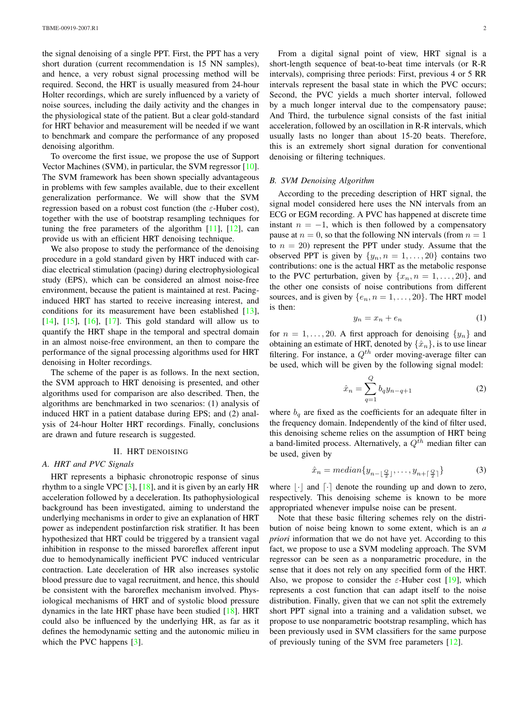the signal denoising of a single PPT. First, the PPT has a very short duration (current recommendation is 15 NN samples), and hence, a very robust signal processing method will be required. Second, the HRT is usually measured from 24-hour Holter recordings, which are surely influenced by a variety of noise sources, including the daily activity and the changes in the physiological state of the patient. But a clear gold-standard for HRT behavior and measurement will be needed if we want to benchmark and compare the performance of any proposed denoising algorithm.

To overcome the first issue, we propose the use of Support Vector Machines (SVM), in particular, the SVM regressor [10]. The SVM framework has been shown specially advantageous in problems with few samples available, due to their excellent generalization performance. We will show that the SVM regression based on a robust cost function (the $\varepsilon$-Huber cost), together with the use of bootstrap resampling techniques for tuning the free parameters of the algorithm [11], [12], can provide us with an efficient HRT denoising technique.

We also propose to study the performance of the denoising procedure in a gold standard given by HRT induced with cardiac electrical stimulation (pacing) during electrophysiological study (EPS), which can be considered an almost noise-free environment, because the patient is maintained at rest. Pacing-induced HRT has started to receive increasing interest, and conditions for its measurement have been established [13], [14], [15], [16], [17]. This gold standard will allow us to quantify the HRT shape in the temporal and spectral domain in an almost noise-free environment, an then to compare the performance of the signal processing algorithms used for HRT denoising in Holter recordings.

The scheme of the paper is as follows. In the next section, the SVM approach to HRT denoising is presented, and other algorithms used for comparison are also described. Then, the algorithms are benchmarked in two scenarios: (1) analysis of induced HRT in a patient database during EPS; and (2) analysis of 24-hour Holter HRT recordings. Finally, conclusions are drawn and future research is suggested.

## II. HRT DENOISING

### A. HRT and PVC Signals

HRT represents a biphasic chronotropic response of sinus rhythm to a single VPC [3], [18], and it is given by an early HR acceleration followed by a deceleration. Its pathophysiological background has been investigated, aiming to understand the underlying mechanisms in order to give an explanation of HRT power as independent postinfarction risk stratifier. It has been hypothesized that HRT could be triggered by a transient vagal inhibition in response to the missed baroreflex afferent input due to hemodynamically inefficient PVC induced ventricular contraction. Late deceleration of HR also increases systolic blood pressure due to vagal recruitment, and hence, this should be consistent with the baroreflex mechanism involved. Physiological mechanisms of HRT and of systolic blood pressure dynamics in the late HRT phase have been studied [18]. HRT could also be influenced by the underlying HR, as far as it defines the hemodynamic setting and the autonomic milieu in which the PVC happens [3].

From a digital signal point of view, HRT signal is a short-length sequence of beat-to-beat time intervals (or R-R intervals), comprising three periods: First, previous 4 or 5 RR intervals represent the basal state in which the PVC occurs; Second, the PVC yields a much shorter interval, followed by a much longer interval due to the compensatory pause; And Third, the turbulence signal consists of the fast initial acceleration, followed by an oscillation in R-R intervals, which usually lasts no longer than about 15-20 beats. Therefore, this is an extremely short signal duration for conventional denoising or filtering techniques.

### B. SVM Denoising Algorithm

According to the preceding description of HRT signal, the signal model considered here uses the NN intervals from an ECG or EGM recording. A PVC has happened at discrete time instant $n = -1$, which is then followed by a compensatory pause at $n = 0$, so that the following NN intervals (from $n = 1$ to $n = 20$) represent the PPT under study. Assume that the observed PPT is given by $\{y_n, n = 1, \ldots, 20\}$ contains two contributions: one is the actual HRT as the metabolic response to the PVC perturbation, given by $\{x_n, n = 1, \ldots, 20\}$, and the other one consists of noise contributions from different sources, and is given by $\{e_n, n = 1, \ldots, 20\}$. The HRT model is then:

$$y_n = x_n + e_n \tag{1}$$

for $n = 1, \ldots, 20$. A first approach for denoising $\{y_n\}$ and obtaining an estimate of HRT, denoted by $\{\hat{x}_n\}$, is to use linear filtering. For instance, a $Q^{th}$ order moving-average filter can be used, which will be given by the following signal model:

$$\hat{x}_n = \sum_{q=1}^{Q} b_q y_{n-q+1} \tag{2}$$

where $b_q$ are fixed as the coefficients for an adequate filter in the frequency domain. Independently of the kind of filter used, this denoising scheme relies on the assumption of HRT being a band-limited process. Alternatively, a $Q^{th}$ median filter can be used, given by

$$\hat{x}_n = median\{y_{n-\lfloor \frac{Q}{2} \rfloor}, \ldots, y_{n+\lceil \frac{Q}{2} \rceil}\} \tag{3}$$

where $\lfloor \cdot \rfloor$ and $\lceil \cdot \rceil$ denote the rounding up and down to zero, respectively. This denoising scheme is known to be more appropriated whenever impulse noise can be present.

Note that these basic filtering schemes rely on the distribution of noise being known to some extent, which is an *a priori* information that we do not have yet. According to this fact, we propose to use a SVM modeling approach. The SVM regressor can be seen as a nonparametric procedure, in the sense that it does not rely on any specified form of the HRT. Also, we propose to consider the $\varepsilon$-Huber cost [19], which represents a cost function that can adapt itself to the noise distribution. Finally, given that we can not split the extremely short PPT signal into a training and a validation subset, we propose to use nonparametric bootstrap resampling, which has been previously used in SVM classifiers for the same purpose of previously tuning of the SVM free parameters [12].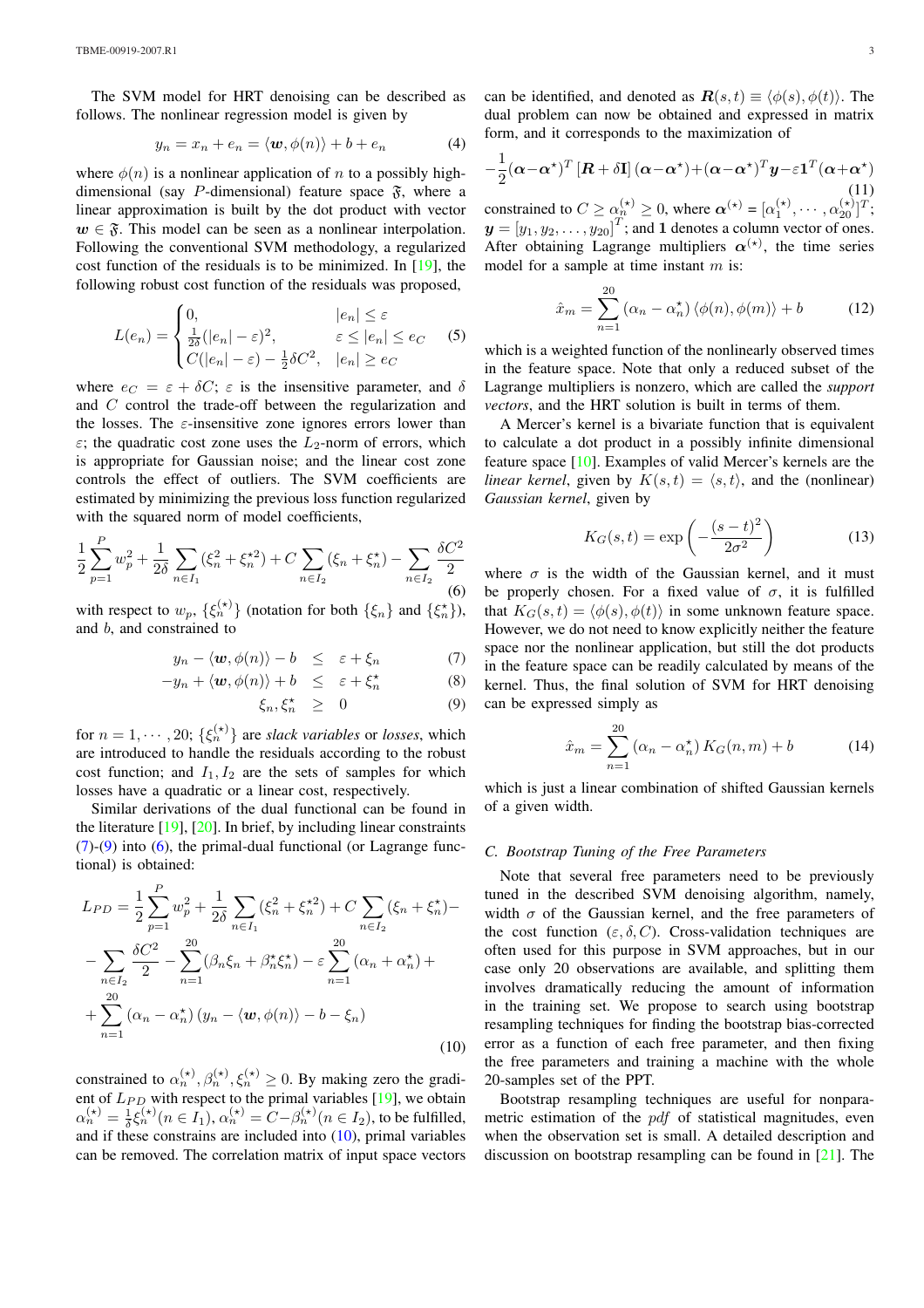The SVM model for HRT denoising can be described as follows. The nonlinear regression model is given by

$$y_n = x_n + e_n = \langle \boldsymbol{w}, \phi(n) \rangle + b + e_n \tag{4}$$

where $\phi(n)$ is a nonlinear application of $n$ to a possibly high-dimensional (say $P$-dimensional) feature space $\mathfrak{F}$, where a linear approximation is built by the dot product with vector $\boldsymbol{w} \in \mathfrak{F}$. This model can be seen as a nonlinear interpolation. Following the conventional SVM methodology, a regularized cost function of the residuals is to be minimized. In [19], the following robust cost function of the residuals was proposed,

$$L(e_n) = \begin{cases} 0, & |e_n| \le \varepsilon \\ \frac{1}{2\delta}(|e_n| - \varepsilon)^2, & \varepsilon \le |e_n| \le e_C \\ C(|e_n| - \varepsilon) - \frac{1}{2}\delta C^2, & |e_n| \ge e_C \end{cases} \tag{5}$$

where $e_C = \varepsilon + \delta C$; $\varepsilon$ is the insensitive parameter, and $\delta$ and $C$ control the trade-off between the regularization and the losses. The $\varepsilon$-insensitive zone ignores errors lower than $\varepsilon$; the quadratic cost zone uses the $L_2$-norm of errors, which is appropriate for Gaussian noise; and the linear cost zone controls the effect of outliers. The SVM coefficients are estimated by minimizing the previous loss function regularized with the squared norm of model coefficients,

$$\frac{1}{2}\sum_{p=1}^{P} w_p^2 + \frac{1}{2\delta}\sum_{n \in I_1}(\xi_n^2 + \xi_n^{\star 2}) + C\sum_{n \in I_2}(\xi_n + \xi_n^\star) - \sum_{n \in I_2}\frac{\delta C^2}{2} \tag{6}$$

with respect to $w_p$, $\{\xi_n^{(\star)}\}$ (notation for both $\{\xi_n\}$ and $\{\xi_n^\star\}$), and $b$, and constrained to

$$y_n - \langle \boldsymbol{w}, \phi(n) \rangle - b \le \varepsilon + \xi_n \tag{7}$$

$$-y_n + \langle \boldsymbol{w}, \phi(n) \rangle + b \le \varepsilon + \xi_n^\star \tag{8}$$

$$\xi_n, \xi_n^\star \ge 0 \tag{9}$$

for $n = 1, \cdots, 20$; $\{\xi_n^{(\star)}\}$ are *slack variables* or *losses*, which are introduced to handle the residuals according to the robust cost function; and $I_1, I_2$ are the sets of samples for which losses have a quadratic or a linear cost, respectively.

Similar derivations of the dual functional can be found in the literature [19], [20]. In brief, by including linear constraints (7)-(9) into (6), the primal-dual functional (or Lagrange functional) is obtained:

$$\begin{aligned} L_{PD} = &\frac{1}{2}\sum_{p=1}^{P} w_p^2 + \frac{1}{2\delta}\sum_{n \in I_1}(\xi_n^2 + \xi_n^{\star 2}) + C\sum_{n \in I_2}(\xi_n + \xi_n^\star) - \\ &- \sum_{n \in I_2}\frac{\delta C^2}{2} - \sum_{n=1}^{20}(\beta_n \xi_n + \beta_n^\star \xi_n^\star) - \varepsilon\sum_{n=1}^{20}(\alpha_n + \alpha_n^\star) + \\ &+ \sum_{n=1}^{20}(\alpha_n - \alpha_n^\star)(y_n - \langle \boldsymbol{w}, \phi(n) \rangle - b - \xi_n) \end{aligned} \tag{10}$$

constrained to $\alpha_n^{(\star)}, \beta_n^{(\star)}, \xi_n^{(\star)} \ge 0$. By making zero the gradient of $L_{PD}$ with respect to the primal variables [19], we obtain $\alpha_n^{(\star)} = \frac{1}{\delta}\xi_n^{(\star)} (n \in I_1)$, $\alpha_n^{(\star)} = C - \beta_n^{(\star)} (n \in I_2)$, to be fulfilled, and if these constrains are included into (10), primal variables can be removed. The correlation matrix of input space vectors can be identified, and denoted as $\boldsymbol{R}(s,t) \equiv \langle \phi(s), \phi(t) \rangle$. The dual problem can now be obtained and expressed in matrix form, and it corresponds to the maximization of

$$-\frac{1}{2}(\boldsymbol{\alpha} - \boldsymbol{\alpha}^\star)^T [\boldsymbol{R} + \delta\mathbf{I}](\boldsymbol{\alpha} - \boldsymbol{\alpha}^\star) + (\boldsymbol{\alpha} - \boldsymbol{\alpha}^\star)^T \boldsymbol{y} - \varepsilon \mathbf{1}^T(\boldsymbol{\alpha} + \boldsymbol{\alpha}^\star) \tag{11}$$

constrained to $C \ge \alpha_n^{(\star)} \ge 0$, where $\boldsymbol{\alpha}^{(\star)} = [\alpha_1^{(\star)}, \cdots, \alpha_{20}^{(\star)}]^T$; $\boldsymbol{y} = [y_1, y_2, \ldots, y_{20}]^T$; and $\mathbf{1}$ denotes a column vector of ones. After obtaining Lagrange multipliers $\boldsymbol{\alpha}^{(\star)}$, the time series model for a sample at time instant $m$ is:

$$\hat{x}_m = \sum_{n=1}^{20}(\alpha_n - \alpha_n^\star)\langle \phi(n), \phi(m) \rangle + b \tag{12}$$

which is a weighted function of the nonlinearly observed times in the feature space. Note that only a reduced subset of the Lagrange multipliers is nonzero, which are called the *support vectors*, and the HRT solution is built in terms of them.

A Mercer's kernel is a bivariate function that is equivalent to calculate a dot product in a possibly infinite dimensional feature space [10]. Examples of valid Mercer's kernels are the *linear kernel*, given by $K(s,t) = \langle s, t \rangle$, and the (nonlinear) *Gaussian kernel*, given by

$$K_G(s,t) = \exp\left(-\frac{(s-t)^2}{2\sigma^2}\right) \tag{13}$$

where $\sigma$ is the width of the Gaussian kernel, and it must be properly chosen. For a fixed value of $\sigma$, it is fulfilled that $K_G(s,t) = \langle \phi(s), \phi(t) \rangle$ in some unknown feature space. However, we do not need to know explicitly neither the feature space nor the nonlinear application, but still the dot products in the feature space can be readily calculated by means of the kernel. Thus, the final solution of SVM for HRT denoising can be expressed simply as

$$\hat{x}_m = \sum_{n=1}^{20}(\alpha_n - \alpha_n^\star) K_G(n,m) + b \tag{14}$$

which is just a linear combination of shifted Gaussian kernels of a given width.

### C. Bootstrap Tuning of the Free Parameters

Note that several free parameters need to be previously tuned in the described SVM denoising algorithm, namely, width $\sigma$ of the Gaussian kernel, and the free parameters of the cost function $(\varepsilon, \delta, C)$. Cross-validation techniques are often used for this purpose in SVM approaches, but in our case only 20 observations are available, and splitting them involves dramatically reducing the amount of information in the training set. We propose to search using bootstrap resampling techniques for finding the bootstrap bias-corrected error as a function of each free parameter, and then fixing the free parameters and training a machine with the whole 20-samples set of the PPT.

Bootstrap resampling techniques are useful for nonparametric estimation of the *pdf* of statistical magnitudes, even when the observation set is small. A detailed description and discussion on bootstrap resampling can be found in [21]. The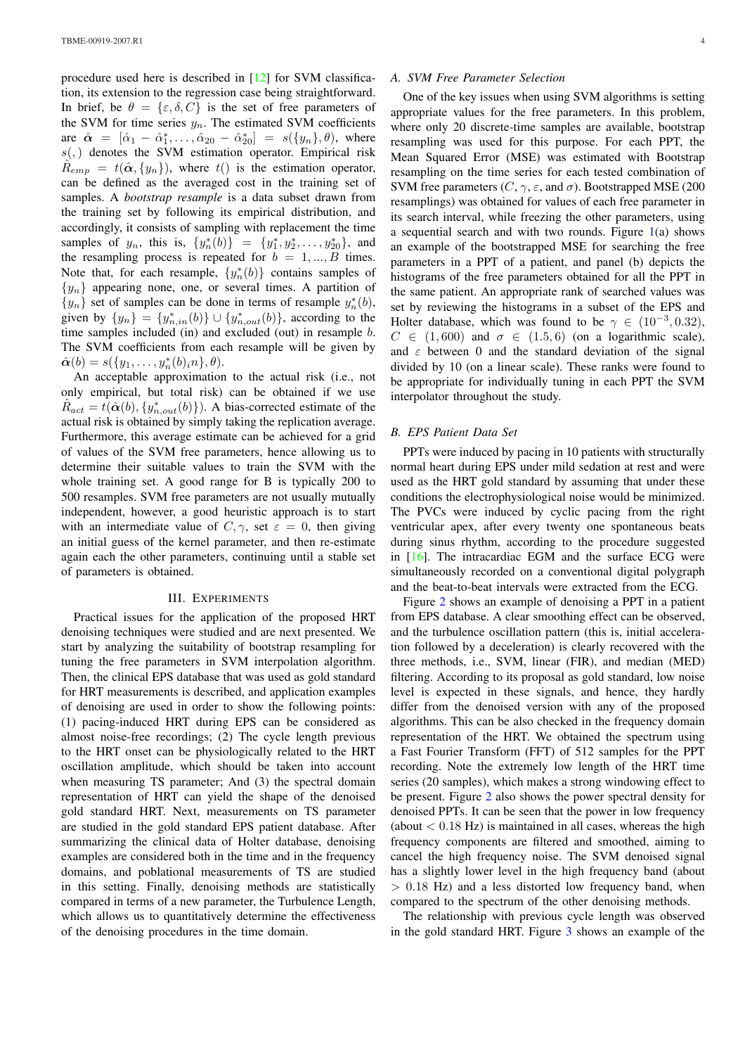procedure used here is described in [12] for SVM classification, its extension to the regression case being straightforward. In brief, be $\theta = \{\varepsilon, \delta, C\}$ is the set of free parameters of the SVM for time series $y_n$. The estimated SVM coefficients are $\hat{\boldsymbol{\alpha}} = [\hat{\alpha}_1 - \hat{\alpha}_1^*, \ldots, \hat{\alpha}_{20} - \hat{\alpha}_{20}^*] = s(\{y_n\}, \theta)$, where $s(,)$ denotes the SVM estimation operator. Empirical risk $\hat{R}_{emp} = t(\hat{\boldsymbol{\alpha}}, \{y_n\})$, where $t()$ is the estimation operator, can be defined as the averaged cost in the training set of samples. A *bootstrap resample* is a data subset drawn from the training set by following its empirical distribution, and accordingly, it consists of sampling with replacement the time samples of $y_n$, this is, $\{y_n^*(b)\} = \{y_1^*, y_2^*, \ldots, y_{20}^*\}$, and the resampling process is repeated for $b = 1, ..., B$ times. Note that, for each resample, $\{y_n^*(b)\}$ contains samples of $\{y_n\}$ appearing none, one, or several times. A partition of $\{y_n\}$ set of samples can be done in terms of resample $y_n^*(b)$, given by $\{y_n\} = \{y_{n,in}^*(b)\} \cup \{y_{n,out}^*(b)\}$, according to the time samples included (in) and excluded (out) in resample $b$. The SVM coefficients from each resample will be given by $\hat{\boldsymbol{\alpha}}(b) = s(\{y_1, \ldots, y_n^*(b)_i n\}, \theta)$.

An acceptable approximation to the actual risk (i.e., not only empirical, but total risk) can be obtained if we use $\hat{R}_{act} = t(\hat{\boldsymbol{\alpha}}(b), \{y_{n,out}^*(b)\})$. A bias-corrected estimate of the actual risk is obtained by simply taking the replication average. Furthermore, this average estimate can be achieved for a grid of values of the SVM free parameters, hence allowing us to determine their suitable values to train the SVM with the whole training set. A good range for B is typically 200 to 500 resamples. SVM free parameters are not usually mutually independent, however, a good heuristic approach is to start with an intermediate value of $C, \gamma$, set $\varepsilon = 0$, then giving an initial guess of the kernel parameter, and then re-estimate again each the other parameters, continuing until a stable set of parameters is obtained.

## III. EXPERIMENTS

Practical issues for the application of the proposed HRT denoising techniques were studied and are next presented. We start by analyzing the suitability of bootstrap resampling for tuning the free parameters in SVM interpolation algorithm. Then, the clinical EPS database that was used as gold standard for HRT measurements is described, and application examples of denoising are used in order to show the following points: (1) pacing-induced HRT during EPS can be considered as almost noise-free recordings; (2) The cycle length previous to the HRT onset can be physiologically related to the HRT oscillation amplitude, which should be taken into account when measuring TS parameter; And (3) the spectral domain representation of HRT can yield the shape of the denoised gold standard HRT. Next, measurements on TS parameter are studied in the gold standard EPS patient database. After summarizing the clinical data of Holter database, denoising examples are considered both in the time and in the frequency domains, and poblational measurements of TS are studied in this setting. Finally, denoising methods are statistically compared in terms of a new parameter, the Turbulence Length, which allows us to quantitatively determine the effectiveness of the denoising procedures in the time domain.

### A. SVM Free Parameter Selection

One of the key issues when using SVM algorithms is setting appropriate values for the free parameters. In this problem, where only 20 discrete-time samples are available, bootstrap resampling was used for this purpose. For each PPT, the Mean Squared Error (MSE) was estimated with Bootstrap resampling on the time series for each tested combination of SVM free parameters ($C$, $\gamma$, $\varepsilon$, and $\sigma$). Bootstrapped MSE (200 resamplings) was obtained for values of each free parameter in its search interval, while freezing the other parameters, using a sequential search and with two rounds. Figure 1(a) shows an example of the bootstrapped MSE for searching the free parameters in a PPT of a patient, and panel (b) depicts the histograms of the free parameters obtained for all the PPT in the same patient. An appropriate rank of searched values was set by reviewing the histograms in a subset of the EPS and Holter database, which was found to be $\gamma \in (10^{-3}, 0.32)$, $C \in (1, 600)$ and $\sigma \in (1.5, 6)$ (on a logarithmic scale), and $\varepsilon$ between 0 and the standard deviation of the signal divided by 10 (on a linear scale). These ranks were found to be appropriate for individually tuning in each PPT the SVM interpolator throughout the study.

### B. EPS Patient Data Set

PPTs were induced by pacing in 10 patients with structurally normal heart during EPS under mild sedation at rest and were used as the HRT gold standard by assuming that under these conditions the electrophysiological noise would be minimized. The PVCs were induced by cyclic pacing from the right ventricular apex, after every twenty one spontaneous beats during sinus rhythm, according to the procedure suggested in [16]. The intracardiac EGM and the surface ECG were simultaneously recorded on a conventional digital polygraph and the beat-to-beat intervals were extracted from the ECG.

Figure 2 shows an example of denoising a PPT in a patient from EPS database. A clear smoothing effect can be observed, and the turbulence oscillation pattern (this is, initial acceleration followed by a deceleration) is clearly recovered with the three methods, i.e., SVM, linear (FIR), and median (MED) filtering. According to its proposal as gold standard, low noise level is expected in these signals, and hence, they hardly differ from the denoised version with any of the proposed algorithms. This can be also checked in the frequency domain representation of the HRT. We obtained the spectrum using a Fast Fourier Transform (FFT) of 512 samples for the PPT recording. Note the extremely low length of the HRT time series (20 samples), which makes a strong windowing effect to be present. Figure 2 also shows the power spectral density for denoised PPTs. It can be seen that the power in low frequency (about $< 0.18$ Hz) is maintained in all cases, whereas the high frequency components are filtered and smoothed, aiming to cancel the high frequency noise. The SVM denoised signal has a slightly lower level in the high frequency band (about $> 0.18$ Hz) and a less distorted low frequency band, when compared to the spectrum of the other denoising methods.

The relationship with previous cycle length was observed in the gold standard HRT. Figure 3 shows an example of the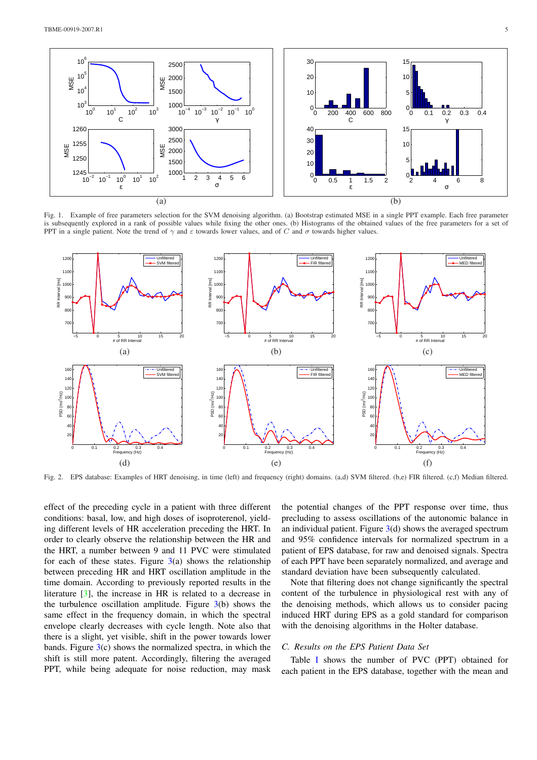Fig. 1. Example of free parameters selection for the SVM denoising algorithm. (a) Bootstrap estimated MSE in a single PPT example. Each free parameter is subsequently explored in a rank of possible values while fixing the other ones. (b) Histograms of the obtained values of the free parameters for a set of PPT in a single patient. Note the trend of $\gamma$ and $\varepsilon$ towards lower values, and of $C$ and $\sigma$ towards higher values.

Fig. 2. EPS database: Examples of HRT denoising, in time (left) and frequency (right) domains. (a,d) SVM filtered. (b,e) FIR filtered. (c,f) Median filtered.

effect of the preceding cycle in a patient with three different conditions: basal, low, and high doses of isoproterenol, yielding different levels of HR acceleration preceding the HRT. In order to clearly observe the relationship between the HR and the HRT, a number between 9 and 11 PVC were stimulated for each of these states. Figure 3(a) shows the relationship between preceding HR and HRT oscillation amplitude in the time domain. According to previously reported results in the literature [3], the increase in HR is related to a decrease in the turbulence oscillation amplitude. Figure 3(b) shows the same effect in the frequency domain, in which the spectral envelope clearly decreases with cycle length. Note also that there is a slight, yet visible, shift in the power towards lower bands. Figure 3(c) shows the normalized spectra, in which the shift is still more patent. Accordingly, filtering the averaged PPT, while being adequate for noise reduction, may mask the potential changes of the PPT response over time, thus precluding to assess oscillations of the autonomic balance in an individual patient. Figure 3(d) shows the averaged spectrum and 95% confidence intervals for normalized spectrum in a patient of EPS database, for raw and denoised signals. Spectra of each PPT have been separately normalized, and average and standard deviation have been subsequently calculated.

Note that filtering does not change significantly the spectral content of the turbulence in physiological rest with any of the denoising methods, which allows us to consider pacing induced HRT during EPS as a gold standard for comparison with the denoising algorithms in the Holter database.

### C. Results on the EPS Patient Data Set

Table I shows the number of PVC (PPT) obtained for each patient in the EPS database, together with the mean and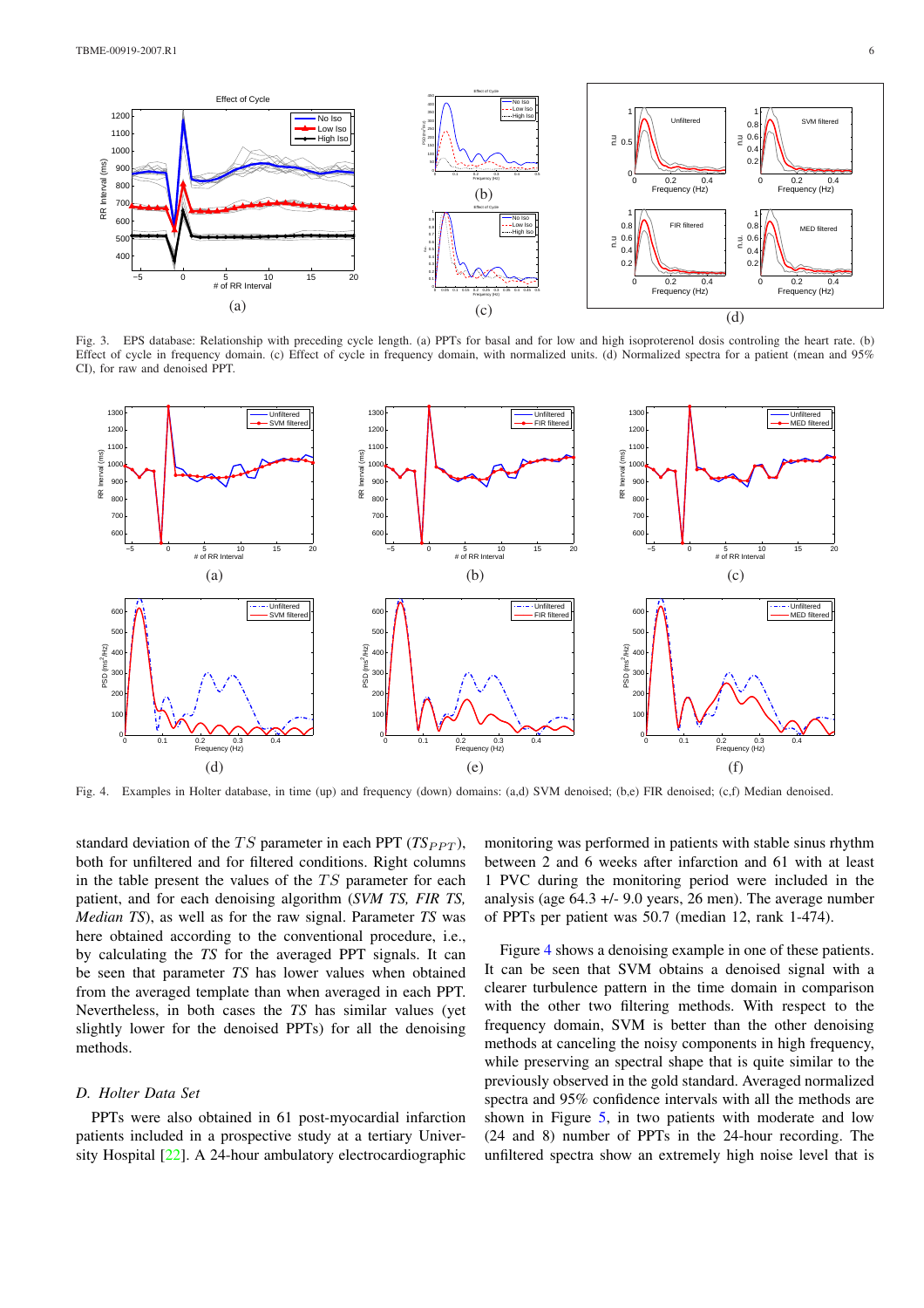Fig. 3. EPS database: Relationship with preceding cycle length. (a) PPTs for basal and for low and high isoproterenol dosis controling the heart rate. (b) Effect of cycle in frequency domain. (c) Effect of cycle in frequency domain, with normalized units. (d) Normalized spectra for a patient (mean and 95% CI), for raw and denoised PPT.

Fig. 4. Examples in Holter database, in time (up) and frequency (down) domains: (a,d) SVM denoised; (b,e) FIR denoised; (c,f) Median denoised.

standard deviation of the $TS$ parameter in each PPT ($TS_{PPT}$), both for unfiltered and for filtered conditions. Right columns in the table present the values of the $TS$ parameter for each patient, and for each denoising algorithm (*SVM TS, FIR TS, Median TS*), as well as for the raw signal. Parameter *TS* was here obtained according to the conventional procedure, i.e., by calculating the *TS* for the averaged PPT signals. It can be seen that parameter *TS* has lower values when obtained from the averaged template than when averaged in each PPT. Nevertheless, in both cases the *TS* has similar values (yet slightly lower for the denoised PPTs) for all the denoising methods.

### D. Holter Data Set

PPTs were also obtained in 61 post-myocardial infarction patients included in a prospective study at a tertiary University Hospital [22]. A 24-hour ambulatory electrocardiographic monitoring was performed in patients with stable sinus rhythm between 2 and 6 weeks after infarction and 61 with at least 1 PVC during the monitoring period were included in the analysis (age 64.3 +/- 9.0 years, 26 men). The average number of PPTs per patient was 50.7 (median 12, rank 1-474).

Figure 4 shows a denoising example in one of these patients. It can be seen that SVM obtains a denoised signal with a clearer turbulence pattern in the time domain in comparison with the other two filtering methods. With respect to the frequency domain, SVM is better than the other denoising methods at canceling the noisy components in high frequency, while preserving an spectral shape that is quite similar to the previously observed in the gold standard. Averaged normalized spectra and 95% confidence intervals with all the methods are shown in Figure 5, in two patients with moderate and low (24 and 8) number of PPTs in the 24-hour recording. The unfiltered spectra show an extremely high noise level that is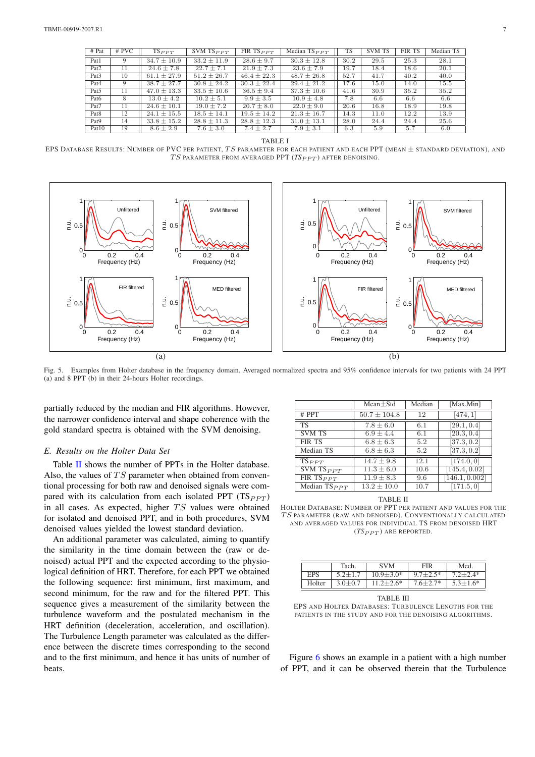| # Pat | # PVC | $TS_{PPT}$ | SVM $TS_{PPT}$ | FIR $TS_{PPT}$ | Median $TS_{PPT}$ | TS | SVM TS | FIR TS | Median TS |
|---|---|---|---|---|---|---|---|---|---|
| Pat1 | 9 | $34.7 \pm 10.9$ | $33.2 \pm 11.9$ | $28.6 \pm 9.7$ | $30.3 \pm 12.8$ | 30.2 | 29.5 | 25.3 | 28.1 |
| Pat2 | 11 | $24.6 \pm 7.8$ | $22.7 \pm 7.1$ | $21.9 \pm 7.3$ | $23.6 \pm 7.9$ | 19.7 | 18.4 | 18.6 | 20.1 |
| Pat3 | 10 | $61.1 \pm 27.9$ | $51.2 \pm 26.7$ | $46.4 \pm 22.3$ | $48.7 \pm 26.8$ | 52.7 | 41.7 | 40.2 | 40.0 |
| Pat4 | 9 | $38.7 \pm 27.7$ | $30.8 \pm 24.2$ | $30.3 \pm 22.4$ | $29.4 \pm 21.2$ | 17.6 | 15.0 | 14.0 | 15.5 |
| Pat5 | 11 | $47.0 \pm 13.3$ | $33.5 \pm 10.6$ | $36.5 \pm 9.4$ | $37.3 \pm 10.6$ | 41.6 | 30.9 | 35.2 | 35.2 |
| Pat6 | 8 | $13.0 \pm 4.2$ | $10.2 \pm 5.1$ | $9.9 \pm 3.5$ | $10.9 \pm 4.8$ | 7.8 | 6.6 | 6.6 | 6.6 |
| Pat7 | 11 | $24.6 \pm 10.1$ | $19.0 \pm 7.2$ | $20.7 \pm 8.0$ | $22.0 \pm 9.0$ | 20.6 | 16.8 | 18.9 | 19.8 |
| Pat8 | 12 | $24.1 \pm 15.5$ | $18.5 \pm 14.1$ | $19.5 \pm 14.2$ | $21.3 \pm 16.7$ | 14.3 | 11.0 | 12.2 | 13.9 |
| Pat9 | 14 | $33.8 \pm 15.2$ | $28.8 \pm 11.3$ | $28.8 \pm 12.3$ | $31.0 \pm 13.1$ | 28.0 | 24.4 | 24.4 | 25.6 |
| Pat10 | 19 | $8.6 \pm 2.9$ | $7.6 \pm 3.0$ | $7.4 \pm 2.7$ | $7.9 \pm 3.1$ | 6.3 | 5.9 | 5.7 | 6.0 |

TABLE I

EPS DATABASE RESULTS: NUMBER OF PVC PER PATIENT, $TS$ PARAMETER FOR EACH PATIENT AND EACH PPT (MEAN $\pm$ STANDARD DEVIATION), AND $TS$ PARAMETER FROM AVERAGED PPT ($TS_{PPT}$) AFTER DENOISING.

Fig. 5. Examples from Holter database in the frequency domain. Averaged normalized spectra and 95% confidence intervals for two patients with 24 PPT (a) and 8 PPT (b) in their 24-hours Holter recordings.

partially reduced by the median and FIR algorithms. However, the narrower confidence interval and shape coherence with the gold standard spectra is obtained with the SVM denoising.

### *E. Results on the Holter Data Set*

Table II shows the number of PPTs in the Holter database. Also, the values of $TS$ parameter when obtained from conventional processing for both raw and denoised signals were compared with its calculation from each isolated PPT ($TS_{PPT}$) in all cases. As expected, higher $TS$ values were obtained for isolated and denoised PPT, and in both procedures, SVM denoised values yielded the lowest standard deviation.

An additional parameter was calculated, aiming to quantify the similarity in the time domain between the (raw or denoised) actual PPT and the expected according to the physiological definition of HRT. Therefore, for each PPT we obtained the following sequence: first minimum, first maximum, and second minimum, for the raw and for the filtered PPT. This sequence gives a measurement of the similarity between the turbulence waveform and the postulated mechanism in the HRT definition (deceleration, acceleration, and oscillation). The Turbulence Length parameter was calculated as the difference between the discrete times corresponding to the second and to the first minimum, and hence it has units of number of beats.

| | Mean±Std | Median | [Max,Min] |
|---|---|---|---|
| # PPT | $50.7 \pm 104.8$ | 12 | [474, 1] |
| TS | $7.8 \pm 6.0$ | 6.1 | [29.1, 0.4] |
| SVM TS | $6.9 \pm 4.4$ | 6.1 | [20.3, 0.4] |
| FIR TS | $6.8 \pm 6.3$ | 5.2 | [37.3, 0.2] |
| Median TS | $6.8 \pm 6.3$ | 5.2 | [37.3, 0.2] |
| $TS_{PPT}$ | $14.7 \pm 9.8$ | 12.1 | [174.0, 0] |
| SVM $TS_{PPT}$ | $11.3 \pm 6.0$ | 10.6 | [145.4, 0.02] |
| FIR $TS_{PPT}$ | $11.9 \pm 8.3$ | 9.6 | [146.1, 0.002] |
| Median $TS_{PPT}$ | $13.2 \pm 10.0$ | 10.7 | [171.5, 0] |

TABLE II

HOLTER DATABASE: NUMBER OF PPT PER PATIENT AND VALUES FOR THE $TS$ PARAMETER (RAW AND DENOISED). CONVENTIONALLY CALCULATED AND AVERAGED VALUES FOR INDIVIDUAL TS FROM DENOISED HRT ($TS_{PPT}$) ARE REPORTED.

| | Tach. | SVM | FIR | Med. |
|---|---|---|---|---|
| EPS | 5.2±1.7 | 10.9±3.0* | 9.7±2.5* | 7.2±2.4* |
| Holter | 3.0±0.7 | 11.2±2.6* | 7.6±2.7* | 5.3±1.6* |

TABLE III

EPS AND HOLTER DATABASES: TURBULENCE LENGTHS FOR THE PATIENTS IN THE STUDY AND FOR THE DENOISING ALGORITHMS.

Figure 6 shows an example in a patient with a high number of PPT, and it can be observed therein that the Turbulence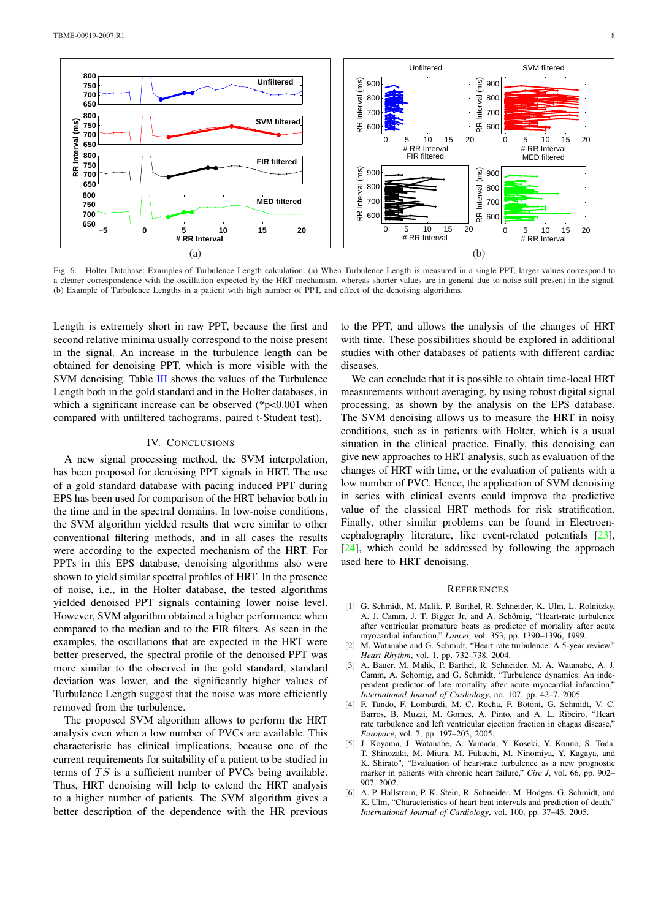Fig. 6. Holter Database: Examples of Turbulence Length calculation. (a) When Turbulence Length is measured in a single PPT, larger values correspond to a clearer correspondence with the oscillation expected by the HRT mechanism, whereas shorter values are in general due to noise still present in the signal. (b) Example of Turbulence Lengths in a patient with high number of PPT, and effect of the denoising algorithms.

Length is extremely short in raw PPT, because the first and second relative minima usually correspond to the noise present in the signal. An increase in the turbulence length can be obtained for denoising PPT, which is more visible with the SVM denoising. Table III shows the values of the Turbulence Length both in the gold standard and in the Holter databases, in which a significant increase can be observed (*p<0.001 when compared with unfiltered tachograms, paired t-Student test).

## IV. Conclusions

A new signal processing method, the SVM interpolation, has been proposed for denoising PPT signals in HRT. The use of a gold standard database with pacing induced PPT during EPS has been used for comparison of the HRT behavior both in the time and in the spectral domains. In low-noise conditions, the SVM algorithm yielded results that were similar to other conventional filtering methods, and in all cases the results were according to the expected mechanism of the HRT. For PPTs in this EPS database, denoising algorithms also were shown to yield similar spectral profiles of HRT. In the presence of noise, i.e., in the Holter database, the tested algorithms yielded denoised PPT signals containing lower noise level. However, SVM algorithm obtained a higher performance when compared to the median and to the FIR filters. As seen in the examples, the oscillations that are expected in the HRT were better preserved, the spectral profile of the denoised PPT was more similar to the observed in the gold standard, standard deviation was lower, and the significantly higher values of Turbulence Length suggest that the noise was more efficiently removed from the turbulence.

The proposed SVM algorithm allows to perform the HRT analysis even when a low number of PVCs are available. This characteristic has clinical implications, because one of the current requirements for suitability of a patient to be studied in terms of $TS$ is a sufficient number of PVCs being available. Thus, HRT denoising will help to extend the HRT analysis to a higher number of patients. The SVM algorithm gives a better description of the dependence with the HR previous to the PPT, and allows the analysis of the changes of HRT with time. These possibilities should be explored in additional studies with other databases of patients with different cardiac diseases.

We can conclude that it is possible to obtain time-local HRT measurements without averaging, by using robust digital signal processing, as shown by the analysis on the EPS database. The SVM denoising allows us to measure the HRT in noisy conditions, such as in patients with Holter, which is a usual situation in the clinical practice. Finally, this denoising can give new approaches to HRT analysis, such as evaluation of the changes of HRT with time, or the evaluation of patients with a low number of PVC. Hence, the application of SVM denoising in series with clinical events could improve the predictive value of the classical HRT methods for risk stratification. Finally, other similar problems can be found in Electroencephalography literature, like event-related potentials [23], [24], which could be addressed by following the approach used here to HRT denoising.

## References

[1] G. Schmidt, M. Malik, P. Barthel, R. Schneider, K. Ulm, L. Rolnitzky, A. J. Camm, J. T. Bigger Jr, and A. Schömig, "Heart-rate turbulence after ventricular premature beats as predictor of mortality after acute myocardial infarction," *Lancet*, vol. 353, pp. 1390–1396, 1999.

[2] M. Watanabe and G. Schmidt, "Heart rate turbulence: A 5-year review," *Heart Rhythm*, vol. 1, pp. 732–738, 2004.

[3] A. Bauer, M. Malik, P. Barthel, R. Schneider, M. A. Watanabe, A. J. Camm, A. Schomig, and G. Schmidt, "Turbulence dynamics: An independent predictor of late mortality after acute myocardial infarction," *International Journal of Cardiology*, no. 107, pp. 42–7, 2005.

[4] F. Tundo, F. Lombardi, M. C. Rocha, F. Botoni, G. Schmidt, V. C. Barros, B. Muzzi, M. Gomes, A. Pinto, and A. L. Ribeiro, "Heart rate turbulence and left ventricular ejection fraction in chagas disease," *Europace*, vol. 7, pp. 197–203, 2005.

[5] J. Koyama, J. Watanabe, A. Yamada, Y. Koseki, Y. Konno, S. Toda, T. Shinozaki, M. Miura, M. Fukuchi, M. Ninomiya, Y. Kagaya, and K. Shirato", "Evaluation of heart-rate turbulence as a new prognostic marker in patients with chronic heart failure," *Circ J*, vol. 66, pp. 902–907, 2002.

[6] A. P. Hallstrom, P. K. Stein, R. Schneider, M. Hodges, G. Schmidt, and K. Ulm, "Characteristics of heart beat intervals and prediction of death," *International Journal of Cardiology*, vol. 100, pp. 37–45, 2005.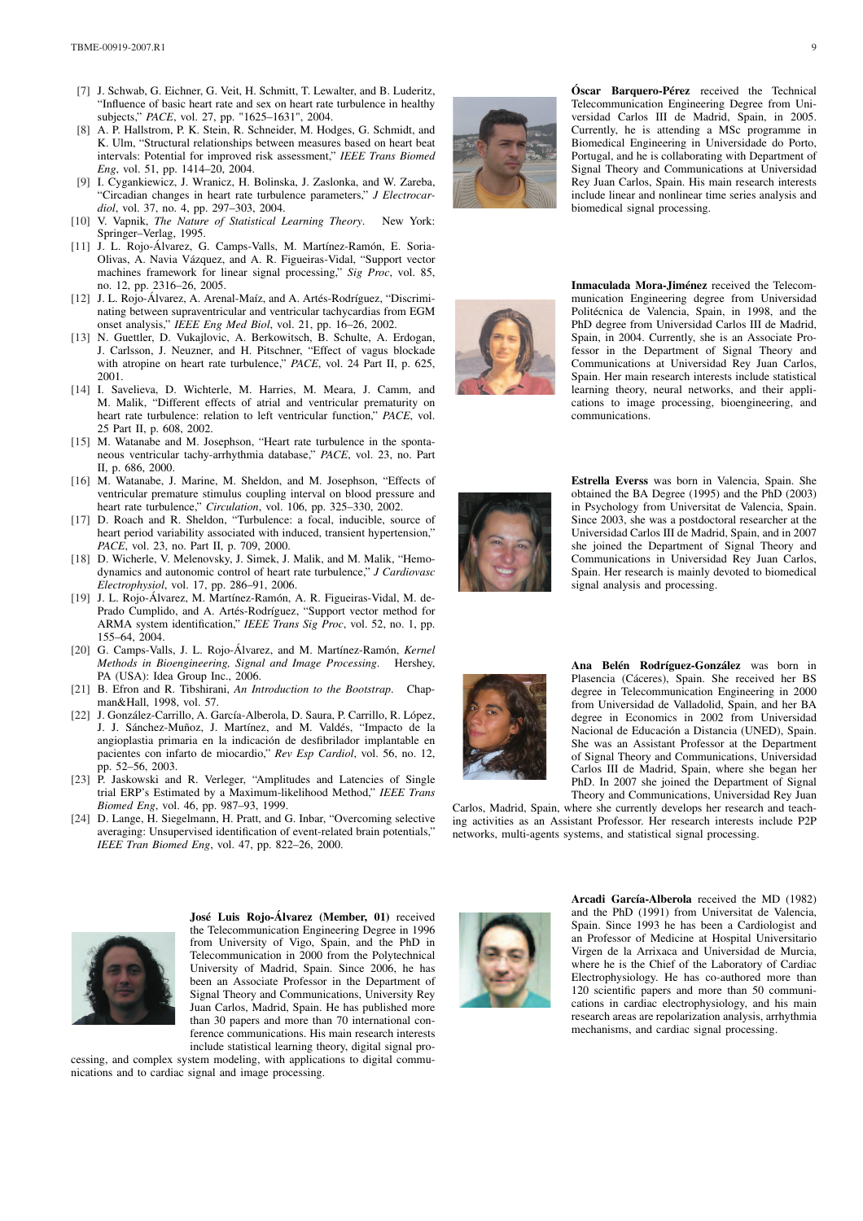[7] J. Schwab, G. Eichner, G. Veit, H. Schmitt, T. Lewalter, and B. Luderitz, "Influence of basic heart rate and sex on heart rate turbulence in healthy subjects," *PACE*, vol. 27, pp. "1625–1631", 2004.

[8] A. P. Hallstrom, P. K. Stein, R. Schneider, M. Hodges, G. Schmidt, and K. Ulm, "Structural relationships between measures based on heart beat intervals: Potential for improved risk assessment," *IEEE Trans Biomed Eng*, vol. 51, pp. 1414–20, 2004.

[9] I. Cygankiewicz, J. Wranicz, H. Bolinska, J. Zaslonka, and W. Zareba, "Circadian changes in heart rate turbulence parameters," *J Electrocardiol*, vol. 37, no. 4, pp. 297–303, 2004.

[10] V. Vapnik, *The Nature of Statistical Learning Theory*. New York: Springer–Verlag, 1995.

[11] J. L. Rojo-Álvarez, G. Camps-Valls, M. Martínez-Ramón, E. Soria-Olivas, A. Navia Vázquez, and A. R. Figueiras-Vidal, "Support vector machines framework for linear signal processing," *Sig Proc*, vol. 85, no. 12, pp. 2316–26, 2005.

[12] J. L. Rojo-Álvarez, A. Arenal-Maíz, and A. Artés-Rodríguez, "Discriminating between supraventricular and ventricular tachycardias from EGM onset analysis," *IEEE Eng Med Biol*, vol. 21, pp. 16–26, 2002.

[13] N. Guettler, D. Vukajlovic, A. Berkowitsch, B. Schulte, A. Erdogan, J. Carlsson, J. Neuzner, and H. Pitschner, "Effect of vagus blockade with atropine on heart rate turbulence," *PACE*, vol. 24 Part II, p. 625, 2001.

[14] I. Savelieva, D. Wichterle, M. Harries, M. Meara, J. Camm, and M. Malik, "Different effects of atrial and ventricular prematurity on heart rate turbulence: relation to left ventricular function," *PACE*, vol. 25 Part II, p. 608, 2002.

[15] M. Watanabe and M. Josephson, "Heart rate turbulence in the spontaneous ventricular tachy-arrhythmia database," *PACE*, vol. 23, no. Part II, p. 686, 2000.

[16] M. Watanabe, J. Marine, M. Sheldon, and M. Josephson, "Effects of ventricular premature stimulus coupling interval on blood pressure and heart rate turbulence," *Circulation*, vol. 106, pp. 325–330, 2002.

[17] D. Roach and R. Sheldon, "Turbulence: a focal, inducible, source of heart period variability associated with induced, transient hypertension," *PACE*, vol. 23, no. Part II, p. 709, 2000.

[18] D. Wicherle, V. Melenovsky, J. Simek, J. Malik, and M. Malik, "Hemodynamics and autonomic control of heart rate turbulence," *J Cardiovasc Electrophysiol*, vol. 17, pp. 286–91, 2006.

[19] J. L. Rojo-Álvarez, M. Martínez-Ramón, A. R. Figueiras-Vidal, M. de-Prado Cumplido, and A. Artés-Rodríguez, "Support vector method for ARMA system identification," *IEEE Trans Sig Proc*, vol. 52, no. 1, pp. 155–64, 2004.

[20] G. Camps-Valls, J. L. Rojo-Álvarez, and M. Martínez-Ramón, *Kernel Methods in Bioengineering, Signal and Image Processing*. Hershey, PA (USA): Idea Group Inc., 2006.

[21] B. Efron and R. Tibshirani, *An Introduction to the Bootstrap*. Chapman&Hall, 1998, vol. 57.

[22] J. González-Carrillo, A. García-Alberola, D. Saura, P. Carrillo, R. López, J. J. Sánchez-Muñoz, J. Martínez, and M. Valdés, "Impacto de la angioplastia primaria en la indicación de desfibrilador implantable en pacientes con infarto de miocardio," *Rev Esp Cardiol*, vol. 56, no. 12, pp. 52–56, 2003.

[23] P. Jaskowski and R. Verleger, "Amplitudes and Latencies of Single trial ERP's Estimated by a Maximum-likelihood Method," *IEEE Trans Biomed Eng*, vol. 46, pp. 987–93, 1999.

[24] D. Lange, H. Siegelmann, H. Pratt, and G. Inbar, "Overcoming selective averaging: Unsupervised identification of event-related brain potentials," *IEEE Tran Biomed Eng*, vol. 47, pp. 822–26, 2000.

**José Luis Rojo-Álvarez (Member, 01)** received the Telecommunication Engineering Degree in 1996 from University of Vigo, Spain, and the PhD in Telecommunication in 2000 from the Polytechnical University of Madrid, Spain. Since 2006, he has been an Associate Professor in the Department of Signal Theory and Communications, University Rey Juan Carlos, Madrid, Spain. He has published more than 30 papers and more than 70 international conference communications. His main research interests include statistical learning theory, digital signal processing, and complex system modeling, with applications to digital communications and to cardiac signal and image processing.

**Óscar Barquero-Pérez** received the Technical Telecommunication Engineering Degree from Universidad Carlos III de Madrid, Spain, in 2005. Currently, he is attending a MSc programme in Biomedical Engineering in Universidade do Porto, Portugal, and he is collaborating with Department of Signal Theory and Communications at Universidad Rey Juan Carlos, Spain. His main research interests include linear and nonlinear time series analysis and biomedical signal processing.

**Inmaculada Mora-Jiménez** received the Telecommunication Engineering degree from Universidad Politécnica de Valencia, Spain, in 1998, and the PhD degree from Universidad Carlos III de Madrid, Spain, in 2004. Currently, she is an Associate Professor in the Department of Signal Theory and Communications at Universidad Rey Juan Carlos, Spain. Her main research interests include statistical learning theory, neural networks, and their applications to image processing, bioengineering, and communications.

**Estrella Everss** was born in Valencia, Spain. She obtained the BA Degree (1995) and the PhD (2003) in Psychology from Universitat de Valencia, Spain. Since 2003, she was a postdoctoral researcher at the Universidad Carlos III de Madrid, Spain, and in 2007 she joined the Department of Signal Theory and Communications in Universidad Rey Juan Carlos, Spain. Her research is mainly devoted to biomedical signal analysis and processing.

**Ana Belén Rodríguez-González** was born in Plasencia (Cáceres), Spain. She received her BS degree in Telecommunication Engineering in 2000 from Universidad de Valladolid, Spain, and her BA degree in Economics in 2002 from Universidad Nacional de Educación a Distancia (UNED), Spain. She was an Assistant Professor at the Department of Signal Theory and Communications, Universidad Carlos III de Madrid, Spain, where she began her PhD. In 2007 she joined the Department of Signal Theory and Communications, Universidad Rey Juan Carlos, Madrid, Spain, where she currently develops her research and teaching activities as an Assistant Professor. Her research interests include P2P networks, multi-agents systems, and statistical signal processing.

**Arcadi García-Alberola** received the MD (1982) and the PhD (1991) from Universitat de Valencia, Spain. Since 1993 he has been a Cardiologist and an Professor of Medicine at Hospital Universitario Virgen de la Arrixaca and Universidad de Murcia, where he is the Chief of the Laboratory of Cardiac Electrophysiology. He has co-authored more than 120 scientific papers and more than 50 communications in cardiac electrophysiology, and his main research areas are repolarization analysis, arrhythmia mechanisms, and cardiac signal processing.